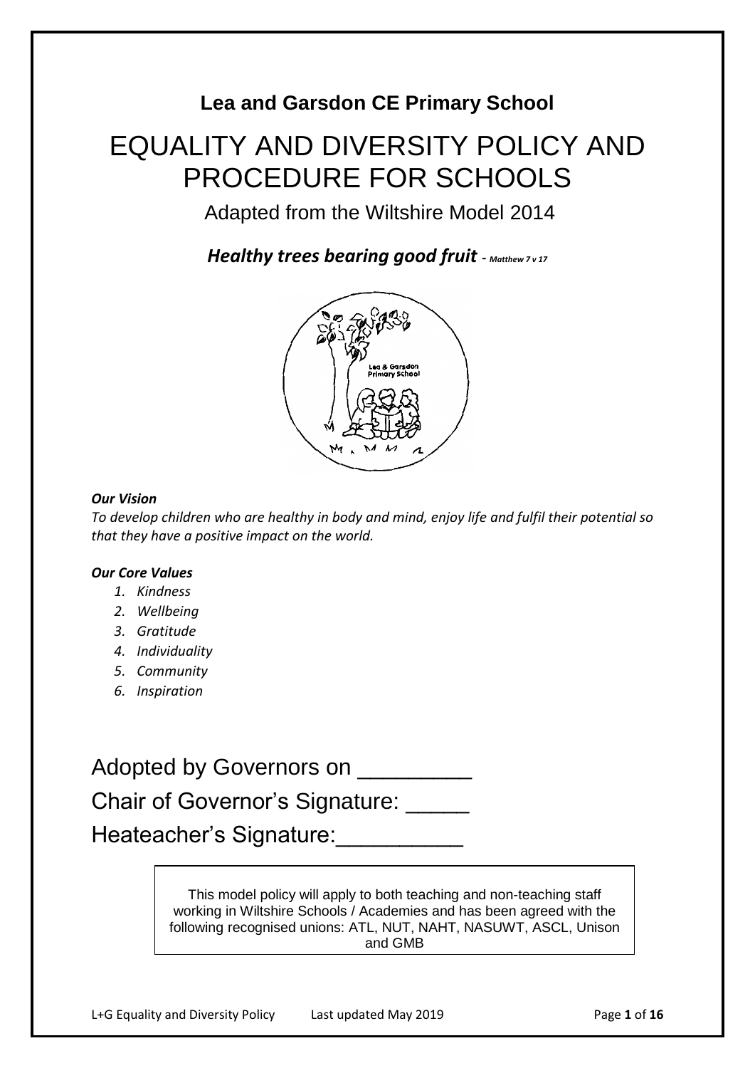**Lea and Garsdon CE Primary School**

# EQUALITY AND DIVERSITY POLICY AND PROCEDURE FOR SCHOOLS

Adapted from the Wiltshire Model 2014

***Healthy trees bearing good fruit*** - *Matthew 7 v 17*

***Our Vision***

*To develop children who are healthy in body and mind, enjoy life and fulfil their potential so that they have a positive impact on the world.*

***Our Core Values***

1. *Kindness*
2. *Wellbeing*
3. *Gratitude*
4. *Individuality*
5. *Community*
6. *Inspiration*

Adopted by Governors on _________

Chair of Governor's Signature: _____

Heateacher's Signature:__________

This model policy will apply to both teaching and non-teaching staff working in Wiltshire Schools / Academies and has been agreed with the following recognised unions: ATL, NUT, NAHT, NASUWT, ASCL, Unison and GMB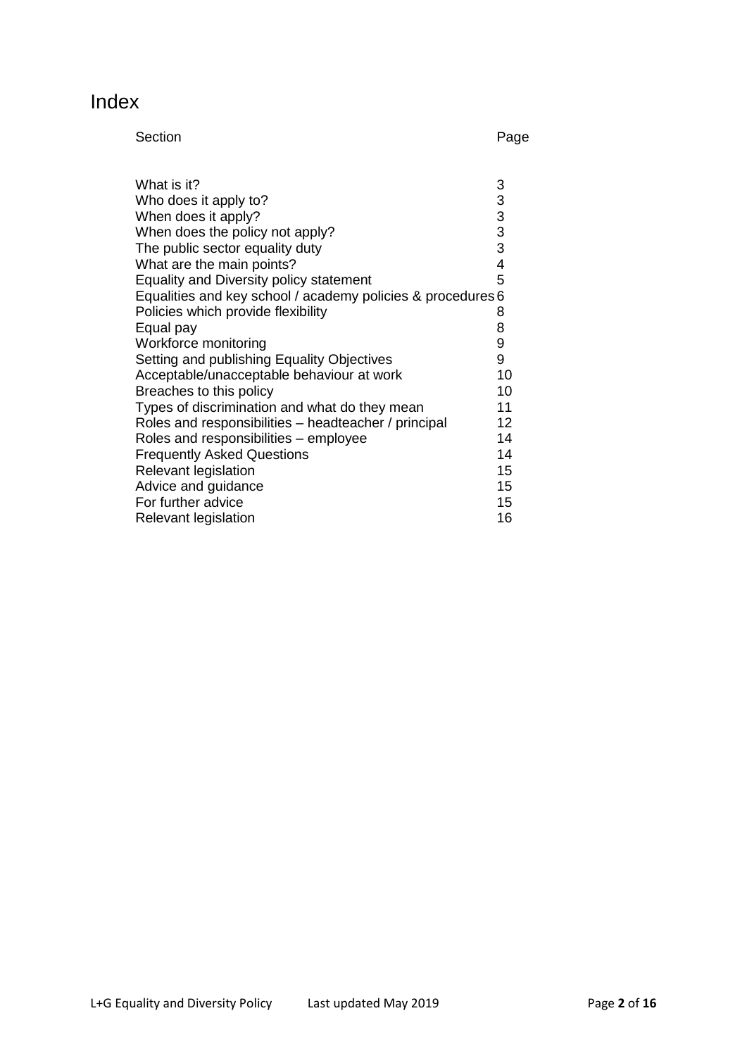# Index

| Section | Page |
|---|---|
| What is it? | 3 |
| Who does it apply to? | 3 |
| When does it apply? | 3 |
| When does the policy not apply? | 3 |
| The public sector equality duty | 3 |
| What are the main points? | 4 |
| Equality and Diversity policy statement | 5 |
| Equalities and key school / academy policies & procedures | 6 |
| Policies which provide flexibility | 8 |
| Equal pay | 8 |
| Workforce monitoring | 9 |
| Setting and publishing Equality Objectives | 9 |
| Acceptable/unacceptable behaviour at work | 10 |
| Breaches to this policy | 10 |
| Types of discrimination and what do they mean | 11 |
| Roles and responsibilities – headteacher / principal | 12 |
| Roles and responsibilities – employee | 14 |
| Frequently Asked Questions | 14 |
| Relevant legislation | 15 |
| Advice and guidance | 15 |
| For further advice | 15 |
| Relevant legislation | 16 |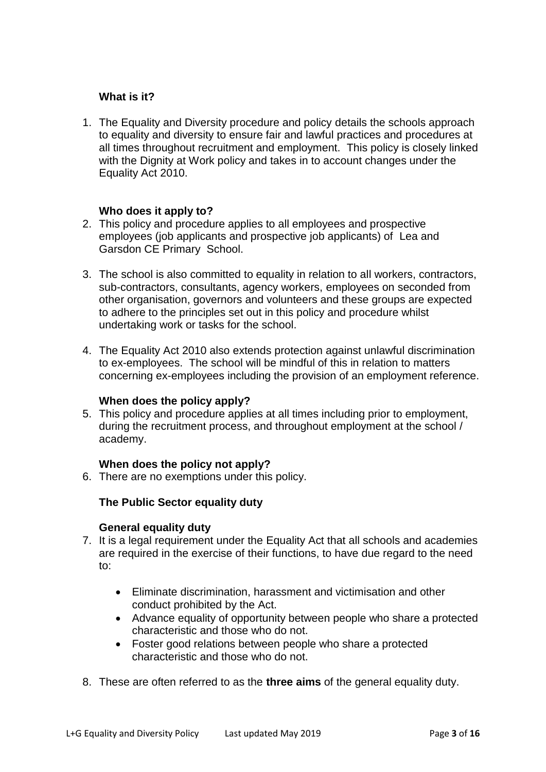### What is it?

1. The Equality and Diversity procedure and policy details the schools approach to equality and diversity to ensure fair and lawful practices and procedures at all times throughout recruitment and employment. This policy is closely linked with the Dignity at Work policy and takes in to account changes under the Equality Act 2010.

### Who does it apply to?

2. This policy and procedure applies to all employees and prospective employees (job applicants and prospective job applicants) of Lea and Garsdon CE Primary School.

3. The school is also committed to equality in relation to all workers, contractors, sub-contractors, consultants, agency workers, employees on seconded from other organisation, governors and volunteers and these groups are expected to adhere to the principles set out in this policy and procedure whilst undertaking work or tasks for the school.

4. The Equality Act 2010 also extends protection against unlawful discrimination to ex-employees. The school will be mindful of this in relation to matters concerning ex-employees including the provision of an employment reference.

### When does the policy apply?

5. This policy and procedure applies at all times including prior to employment, during the recruitment process, and throughout employment at the school / academy.

### When does the policy not apply?

6. There are no exemptions under this policy.

### The Public Sector equality duty

#### General equality duty

7. It is a legal requirement under the Equality Act that all schools and academies are required in the exercise of their functions, to have due regard to the need to:

    - Eliminate discrimination, harassment and victimisation and other conduct prohibited by the Act.
    - Advance equality of opportunity between people who share a protected characteristic and those who do not.
    - Foster good relations between people who share a protected characteristic and those who do not.

8. These are often referred to as the **three aims** of the general equality duty.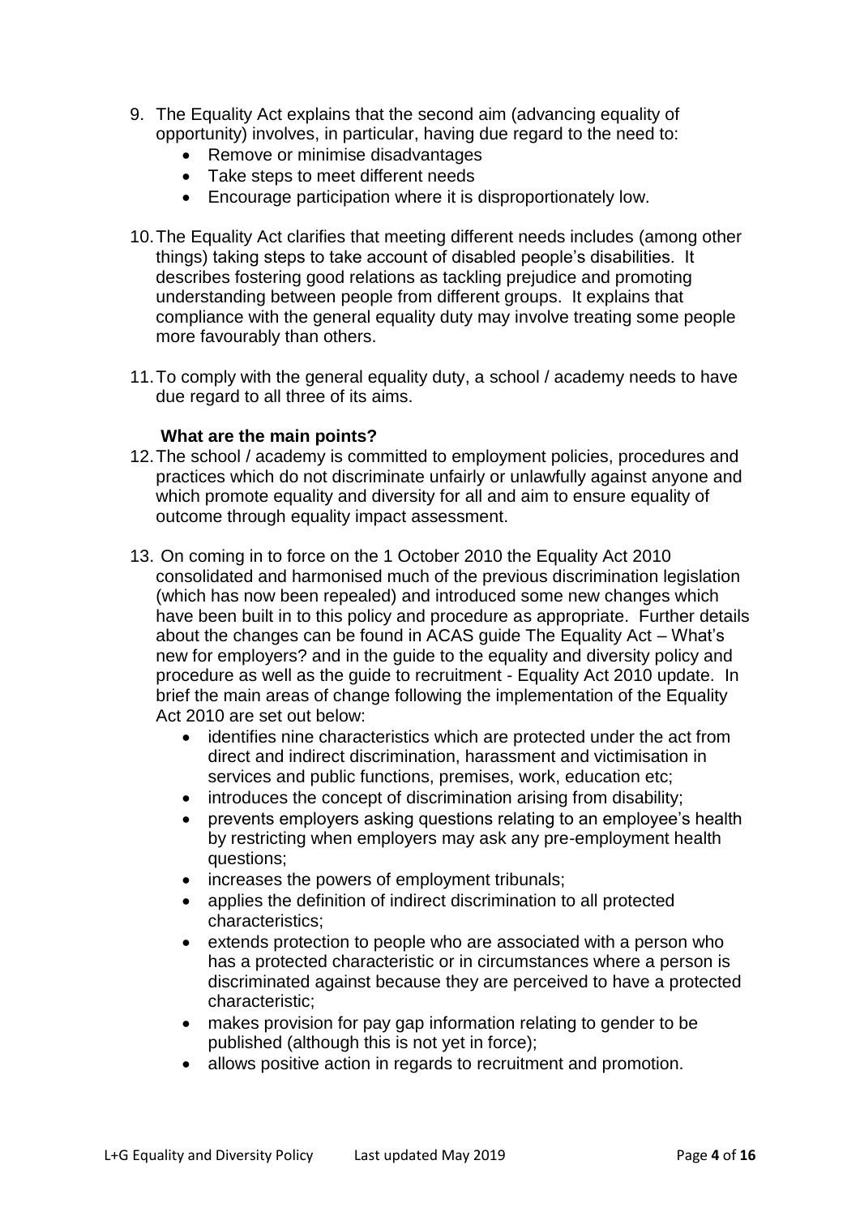9. The Equality Act explains that the second aim (advancing equality of opportunity) involves, in particular, having due regard to the need to:
   - Remove or minimise disadvantages
   - Take steps to meet different needs
   - Encourage participation where it is disproportionately low.

10. The Equality Act clarifies that meeting different needs includes (among other things) taking steps to take account of disabled people's disabilities. It describes fostering good relations as tackling prejudice and promoting understanding between people from different groups. It explains that compliance with the general equality duty may involve treating some people more favourably than others.

11. To comply with the general equality duty, a school / academy needs to have due regard to all three of its aims.

**What are the main points?**

12. The school / academy is committed to employment policies, procedures and practices which do not discriminate unfairly or unlawfully against anyone and which promote equality and diversity for all and aim to ensure equality of outcome through equality impact assessment.

13. On coming in to force on the 1 October 2010 the Equality Act 2010 consolidated and harmonised much of the previous discrimination legislation (which has now been repealed) and introduced some new changes which have been built in to this policy and procedure as appropriate. Further details about the changes can be found in ACAS guide The Equality Act – What's new for employers? and in the guide to the equality and diversity policy and procedure as well as the guide to recruitment - Equality Act 2010 update. In brief the main areas of change following the implementation of the Equality Act 2010 are set out below:
    - identifies nine characteristics which are protected under the act from direct and indirect discrimination, harassment and victimisation in services and public functions, premises, work, education etc;
    - introduces the concept of discrimination arising from disability;
    - prevents employers asking questions relating to an employee's health by restricting when employers may ask any pre-employment health questions;
    - increases the powers of employment tribunals;
    - applies the definition of indirect discrimination to all protected characteristics;
    - extends protection to people who are associated with a person who has a protected characteristic or in circumstances where a person is discriminated against because they are perceived to have a protected characteristic;
    - makes provision for pay gap information relating to gender to be published (although this is not yet in force);
    - allows positive action in regards to recruitment and promotion.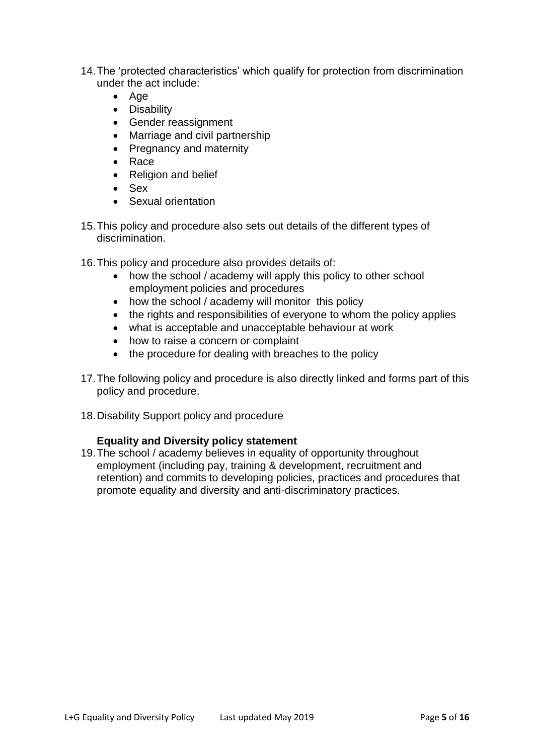14. The 'protected characteristics' which qualify for protection from discrimination under the act include:
    - Age
    - Disability
    - Gender reassignment
    - Marriage and civil partnership
    - Pregnancy and maternity
    - Race
    - Religion and belief
    - Sex
    - Sexual orientation

15. This policy and procedure also sets out details of the different types of discrimination.

16. This policy and procedure also provides details of:
    - how the school / academy will apply this policy to other school employment policies and procedures
    - how the school / academy will monitor this policy
    - the rights and responsibilities of everyone to whom the policy applies
    - what is acceptable and unacceptable behaviour at work
    - how to raise a concern or complaint
    - the procedure for dealing with breaches to the policy

17. The following policy and procedure is also directly linked and forms part of this policy and procedure.

18. Disability Support policy and procedure

**Equality and Diversity policy statement**

19. The school / academy believes in equality of opportunity throughout employment (including pay, training & development, recruitment and retention) and commits to developing policies, practices and procedures that promote equality and diversity and anti-discriminatory practices.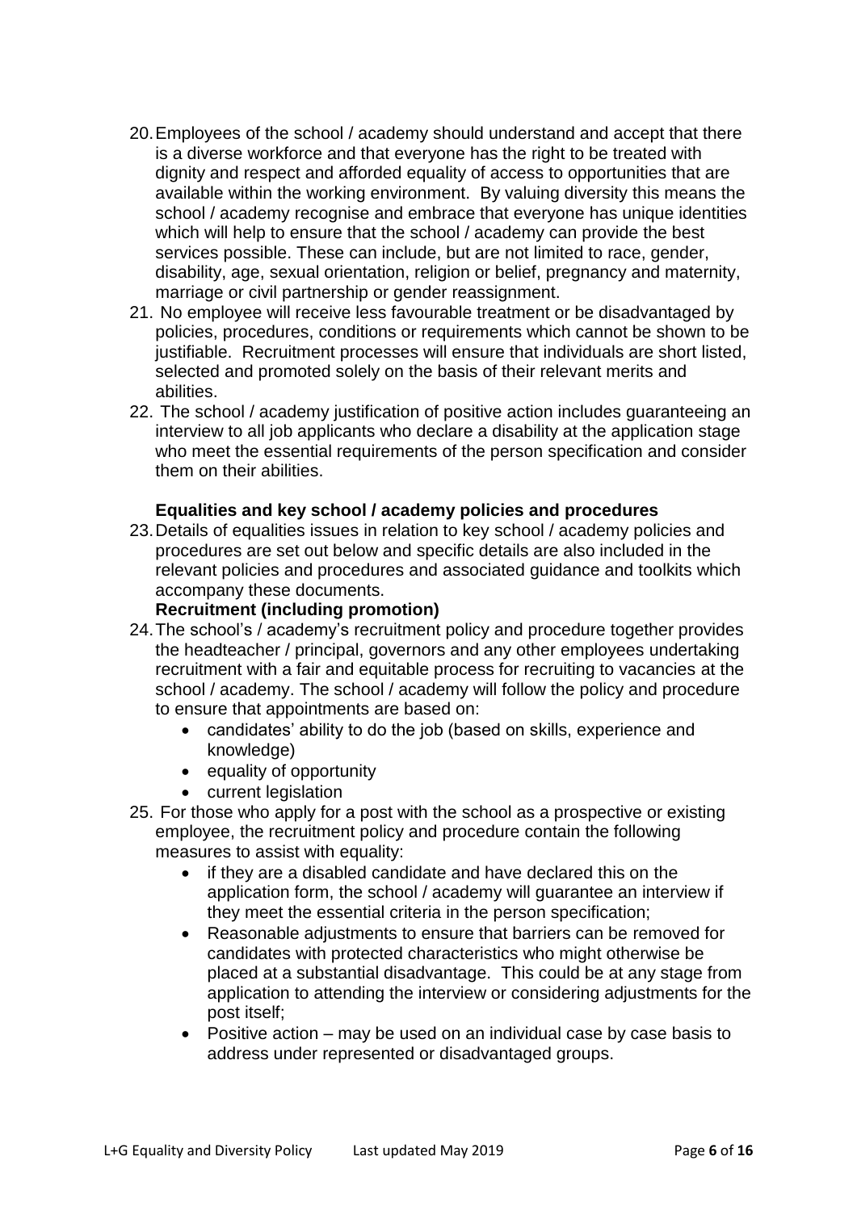20. Employees of the school / academy should understand and accept that there is a diverse workforce and that everyone has the right to be treated with dignity and respect and afforded equality of access to opportunities that are available within the working environment. By valuing diversity this means the school / academy recognise and embrace that everyone has unique identities which will help to ensure that the school / academy can provide the best services possible. These can include, but are not limited to race, gender, disability, age, sexual orientation, religion or belief, pregnancy and maternity, marriage or civil partnership or gender reassignment.
21. No employee will receive less favourable treatment or be disadvantaged by policies, procedures, conditions or requirements which cannot be shown to be justifiable. Recruitment processes will ensure that individuals are short listed, selected and promoted solely on the basis of their relevant merits and abilities.
22. The school / academy justification of positive action includes guaranteeing an interview to all job applicants who declare a disability at the application stage who meet the essential requirements of the person specification and consider them on their abilities.

**Equalities and key school / academy policies and procedures**

23. Details of equalities issues in relation to key school / academy policies and procedures are set out below and specific details are also included in the relevant policies and procedures and associated guidance and toolkits which accompany these documents.

**Recruitment (including promotion)**

24. The school's / academy's recruitment policy and procedure together provides the headteacher / principal, governors and any other employees undertaking recruitment with a fair and equitable process for recruiting to vacancies at the school / academy. The school / academy will follow the policy and procedure to ensure that appointments are based on:
    - candidates' ability to do the job (based on skills, experience and knowledge)
    - equality of opportunity
    - current legislation
25. For those who apply for a post with the school as a prospective or existing employee, the recruitment policy and procedure contain the following measures to assist with equality:
    - if they are a disabled candidate and have declared this on the application form, the school / academy will guarantee an interview if they meet the essential criteria in the person specification;
    - Reasonable adjustments to ensure that barriers can be removed for candidates with protected characteristics who might otherwise be placed at a substantial disadvantage. This could be at any stage from application to attending the interview or considering adjustments for the post itself;
    - Positive action – may be used on an individual case by case basis to address under represented or disadvantaged groups.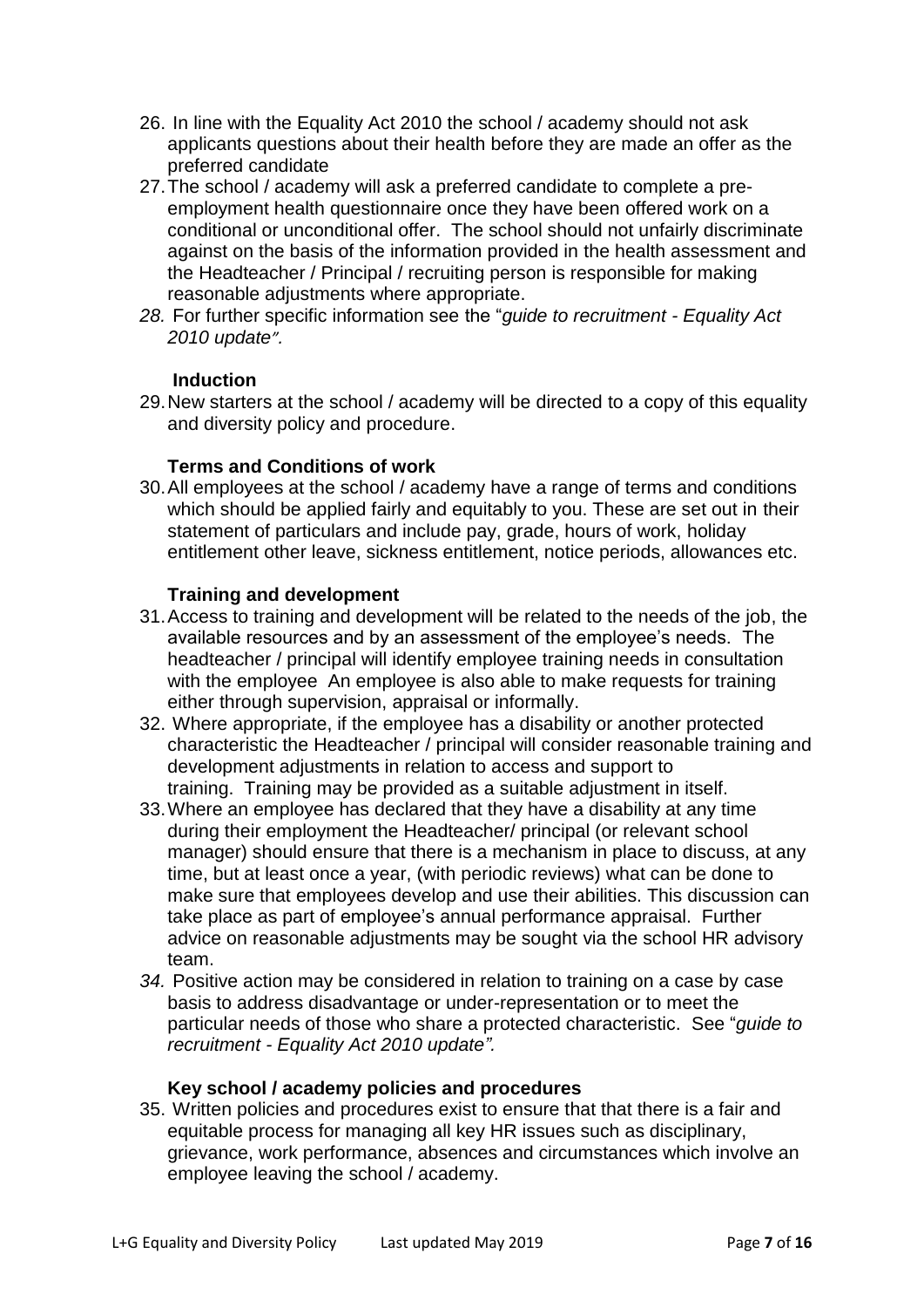26. In line with the Equality Act 2010 the school / academy should not ask applicants questions about their health before they are made an offer as the preferred candidate
27. The school / academy will ask a preferred candidate to complete a pre-employment health questionnaire once they have been offered work on a conditional or unconditional offer. The school should not unfairly discriminate against on the basis of the information provided in the health assessment and the Headteacher / Principal / recruiting person is responsible for making reasonable adjustments where appropriate.
28. For further specific information see the "*guide to recruitment - Equality Act 2010 update".*

**Induction**

29. New starters at the school / academy will be directed to a copy of this equality and diversity policy and procedure.

**Terms and Conditions of work**

30. All employees at the school / academy have a range of terms and conditions which should be applied fairly and equitably to you. These are set out in their statement of particulars and include pay, grade, hours of work, holiday entitlement other leave, sickness entitlement, notice periods, allowances etc.

**Training and development**

31. Access to training and development will be related to the needs of the job, the available resources and by an assessment of the employee's needs. The headteacher / principal will identify employee training needs in consultation with the employee An employee is also able to make requests for training either through supervision, appraisal or informally.
32. Where appropriate, if the employee has a disability or another protected characteristic the Headteacher / principal will consider reasonable training and development adjustments in relation to access and support to training. Training may be provided as a suitable adjustment in itself.
33. Where an employee has declared that they have a disability at any time during their employment the Headteacher/ principal (or relevant school manager) should ensure that there is a mechanism in place to discuss, at any time, but at least once a year, (with periodic reviews) what can be done to make sure that employees develop and use their abilities. This discussion can take place as part of employee's annual performance appraisal. Further advice on reasonable adjustments may be sought via the school HR advisory team.
34. Positive action may be considered in relation to training on a case by case basis to address disadvantage or under-representation or to meet the particular needs of those who share a protected characteristic. See "*guide to recruitment - Equality Act 2010 update".*

**Key school / academy policies and procedures**

35. Written policies and procedures exist to ensure that that there is a fair and equitable process for managing all key HR issues such as disciplinary, grievance, work performance, absences and circumstances which involve an employee leaving the school / academy.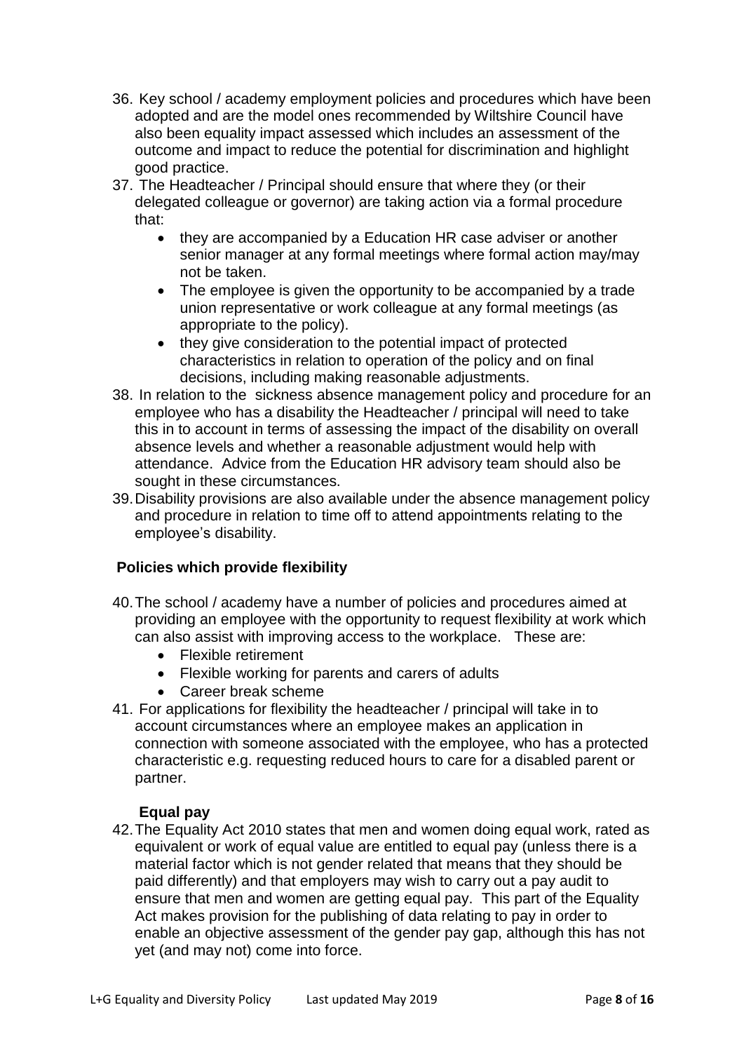36. Key school / academy employment policies and procedures which have been adopted and are the model ones recommended by Wiltshire Council have also been equality impact assessed which includes an assessment of the outcome and impact to reduce the potential for discrimination and highlight good practice.
37. The Headteacher / Principal should ensure that where they (or their delegated colleague or governor) are taking action via a formal procedure that:
    - they are accompanied by a Education HR case adviser or another senior manager at any formal meetings where formal action may/may not be taken.
    - The employee is given the opportunity to be accompanied by a trade union representative or work colleague at any formal meetings (as appropriate to the policy).
    - they give consideration to the potential impact of protected characteristics in relation to operation of the policy and on final decisions, including making reasonable adjustments.
38. In relation to the sickness absence management policy and procedure for an employee who has a disability the Headteacher / principal will need to take this in to account in terms of assessing the impact of the disability on overall absence levels and whether a reasonable adjustment would help with attendance. Advice from the Education HR advisory team should also be sought in these circumstances.
39. Disability provisions are also available under the absence management policy and procedure in relation to time off to attend appointments relating to the employee's disability.

**Policies which provide flexibility**

40. The school / academy have a number of policies and procedures aimed at providing an employee with the opportunity to request flexibility at work which can also assist with improving access to the workplace. These are:
    - Flexible retirement
    - Flexible working for parents and carers of adults
    - Career break scheme
41. For applications for flexibility the headteacher / principal will take in to account circumstances where an employee makes an application in connection with someone associated with the employee, who has a protected characteristic e.g. requesting reduced hours to care for a disabled parent or partner.

**Equal pay**

42. The Equality Act 2010 states that men and women doing equal work, rated as equivalent or work of equal value are entitled to equal pay (unless there is a material factor which is not gender related that means that they should be paid differently) and that employers may wish to carry out a pay audit to ensure that men and women are getting equal pay. This part of the Equality Act makes provision for the publishing of data relating to pay in order to enable an objective assessment of the gender pay gap, although this has not yet (and may not) come into force.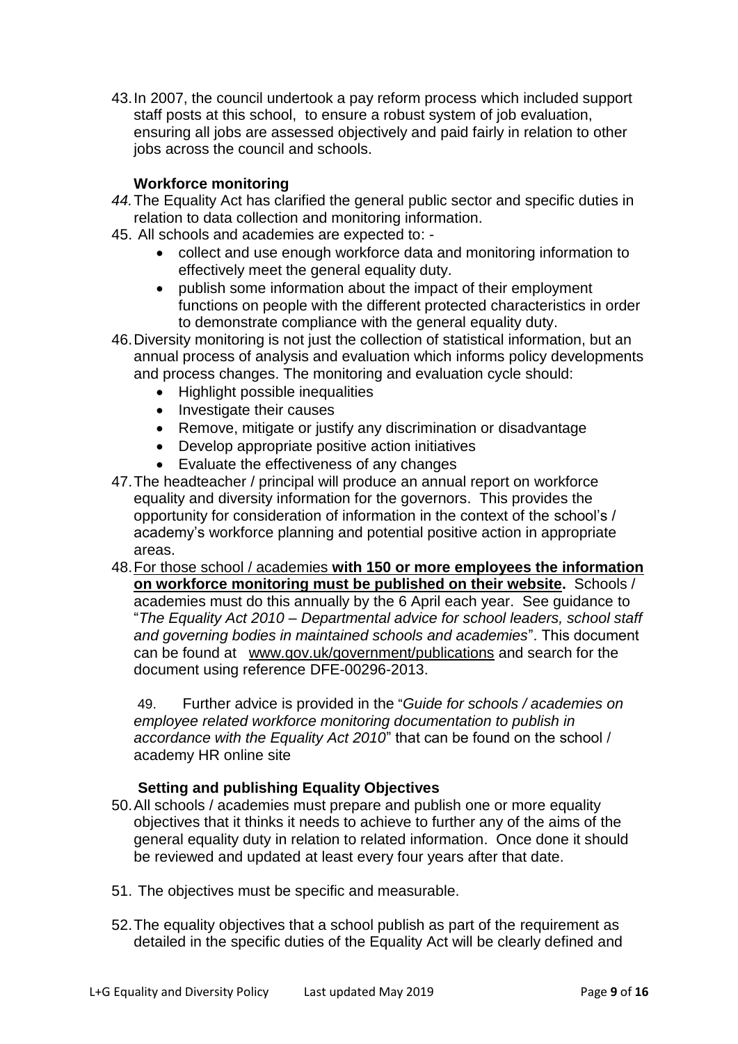43. In 2007, the council undertook a pay reform process which included support staff posts at this school, to ensure a robust system of job evaluation, ensuring all jobs are assessed objectively and paid fairly in relation to other jobs across the council and schools.

**Workforce monitoring**

44. The Equality Act has clarified the general public sector and specific duties in relation to data collection and monitoring information.
45. All schools and academies are expected to: -
    - collect and use enough workforce data and monitoring information to effectively meet the general equality duty.
    - publish some information about the impact of their employment functions on people with the different protected characteristics in order to demonstrate compliance with the general equality duty.
46. Diversity monitoring is not just the collection of statistical information, but an annual process of analysis and evaluation which informs policy developments and process changes. The monitoring and evaluation cycle should:
    - Highlight possible inequalities
    - Investigate their causes
    - Remove, mitigate or justify any discrimination or disadvantage
    - Develop appropriate positive action initiatives
    - Evaluate the effectiveness of any changes
47. The headteacher / principal will produce an annual report on workforce equality and diversity information for the governors. This provides the opportunity for consideration of information in the context of the school's / academy's workforce planning and potential positive action in appropriate areas.
48. For those school / academies **with 150 or more employees the information on workforce monitoring must be published on their website.** Schools / academies must do this annually by the 6 April each year. See guidance to "*The Equality Act 2010 – Departmental advice for school leaders, school staff and governing bodies in maintained schools and academies*". This document can be found at www.gov.uk/government/publications and search for the document using reference DFE-00296-2013.
49. Further advice is provided in the "*Guide for schools / academies on employee related workforce monitoring documentation to publish in accordance with the Equality Act 2010*" that can be found on the school / academy HR online site

**Setting and publishing Equality Objectives**

50. All schools / academies must prepare and publish one or more equality objectives that it thinks it needs to achieve to further any of the aims of the general equality duty in relation to related information. Once done it should be reviewed and updated at least every four years after that date.
51. The objectives must be specific and measurable.
52. The equality objectives that a school publish as part of the requirement as detailed in the specific duties of the Equality Act will be clearly defined and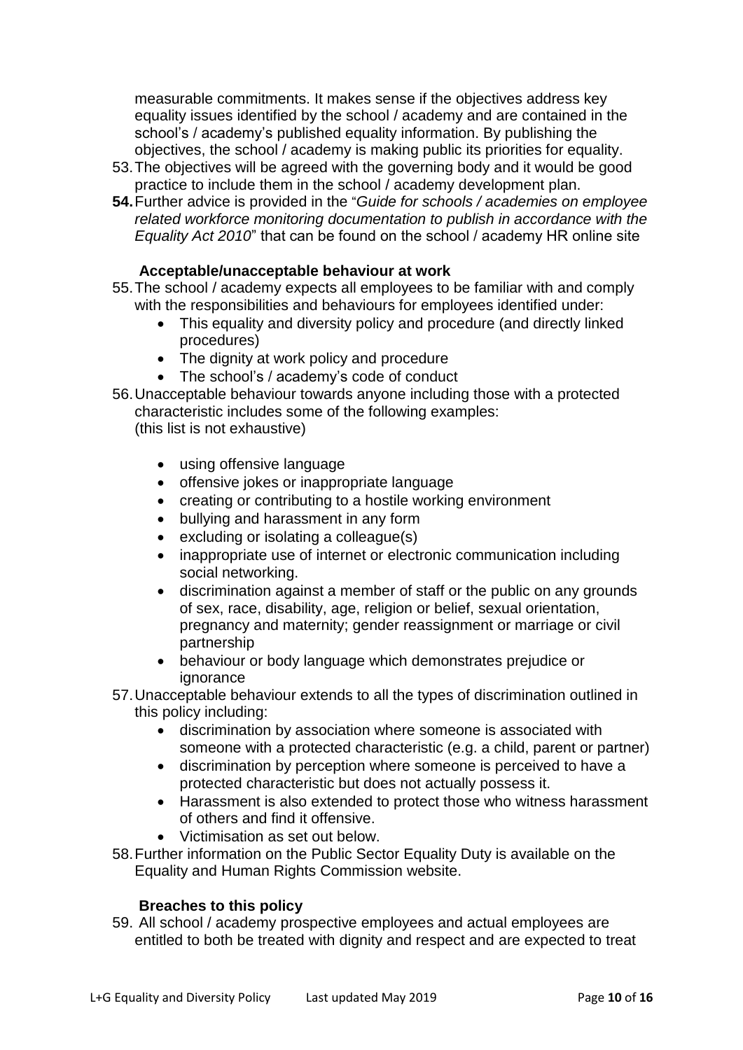measurable commitments. It makes sense if the objectives address key equality issues identified by the school / academy and are contained in the school's / academy's published equality information. By publishing the objectives, the school / academy is making public its priorities for equality.

53. The objectives will be agreed with the governing body and it would be good practice to include them in the school / academy development plan.
54. Further advice is provided in the "*Guide for schools / academies on employee related workforce monitoring documentation to publish in accordance with the Equality Act 2010*" that can be found on the school / academy HR online site

### Acceptable/unacceptable behaviour at work

55. The school / academy expects all employees to be familiar with and comply with the responsibilities and behaviours for employees identified under:
    - This equality and diversity policy and procedure (and directly linked procedures)
    - The dignity at work policy and procedure
    - The school's / academy's code of conduct
56. Unacceptable behaviour towards anyone including those with a protected characteristic includes some of the following examples:
    (this list is not exhaustive)
    - using offensive language
    - offensive jokes or inappropriate language
    - creating or contributing to a hostile working environment
    - bullying and harassment in any form
    - excluding or isolating a colleague(s)
    - inappropriate use of internet or electronic communication including social networking.
    - discrimination against a member of staff or the public on any grounds of sex, race, disability, age, religion or belief, sexual orientation, pregnancy and maternity; gender reassignment or marriage or civil partnership
    - behaviour or body language which demonstrates prejudice or ignorance
57. Unacceptable behaviour extends to all the types of discrimination outlined in this policy including:
    - discrimination by association where someone is associated with someone with a protected characteristic (e.g. a child, parent or partner)
    - discrimination by perception where someone is perceived to have a protected characteristic but does not actually possess it.
    - Harassment is also extended to protect those who witness harassment of others and find it offensive.
    - Victimisation as set out below.
58. Further information on the Public Sector Equality Duty is available on the Equality and Human Rights Commission website.

### Breaches to this policy

59. All school / academy prospective employees and actual employees are entitled to both be treated with dignity and respect and are expected to treat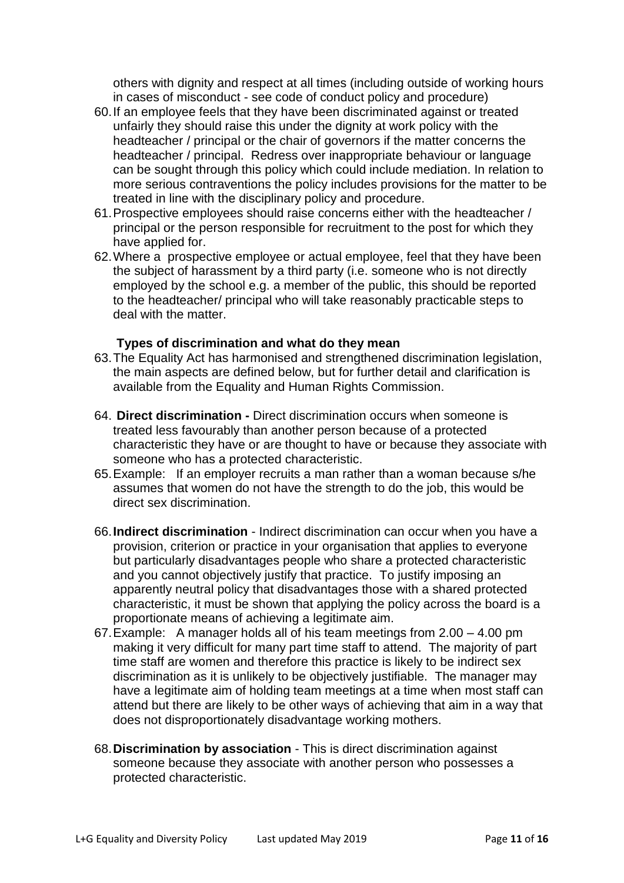others with dignity and respect at all times (including outside of working hours in cases of misconduct - see code of conduct policy and procedure)

60. If an employee feels that they have been discriminated against or treated unfairly they should raise this under the dignity at work policy with the headteacher / principal or the chair of governors if the matter concerns the headteacher / principal. Redress over inappropriate behaviour or language can be sought through this policy which could include mediation. In relation to more serious contraventions the policy includes provisions for the matter to be treated in line with the disciplinary policy and procedure.
61. Prospective employees should raise concerns either with the headteacher / principal or the person responsible for recruitment to the post for which they have applied for.
62. Where a prospective employee or actual employee, feel that they have been the subject of harassment by a third party (i.e. someone who is not directly employed by the school e.g. a member of the public, this should be reported to the headteacher/ principal who will take reasonably practicable steps to deal with the matter.

**Types of discrimination and what do they mean**

63. The Equality Act has harmonised and strengthened discrimination legislation, the main aspects are defined below, but for further detail and clarification is available from the Equality and Human Rights Commission.

64. **Direct discrimination -** Direct discrimination occurs when someone is treated less favourably than another person because of a protected characteristic they have or are thought to have or because they associate with someone who has a protected characteristic.
65. Example: If an employer recruits a man rather than a woman because s/he assumes that women do not have the strength to do the job, this would be direct sex discrimination.

66. **Indirect discrimination** - Indirect discrimination can occur when you have a provision, criterion or practice in your organisation that applies to everyone but particularly disadvantages people who share a protected characteristic and you cannot objectively justify that practice. To justify imposing an apparently neutral policy that disadvantages those with a shared protected characteristic, it must be shown that applying the policy across the board is a proportionate means of achieving a legitimate aim.
67. Example: A manager holds all of his team meetings from 2.00 – 4.00 pm making it very difficult for many part time staff to attend. The majority of part time staff are women and therefore this practice is likely to be indirect sex discrimination as it is unlikely to be objectively justifiable. The manager may have a legitimate aim of holding team meetings at a time when most staff can attend but there are likely to be other ways of achieving that aim in a way that does not disproportionately disadvantage working mothers.

68. **Discrimination by association** - This is direct discrimination against someone because they associate with another person who possesses a protected characteristic.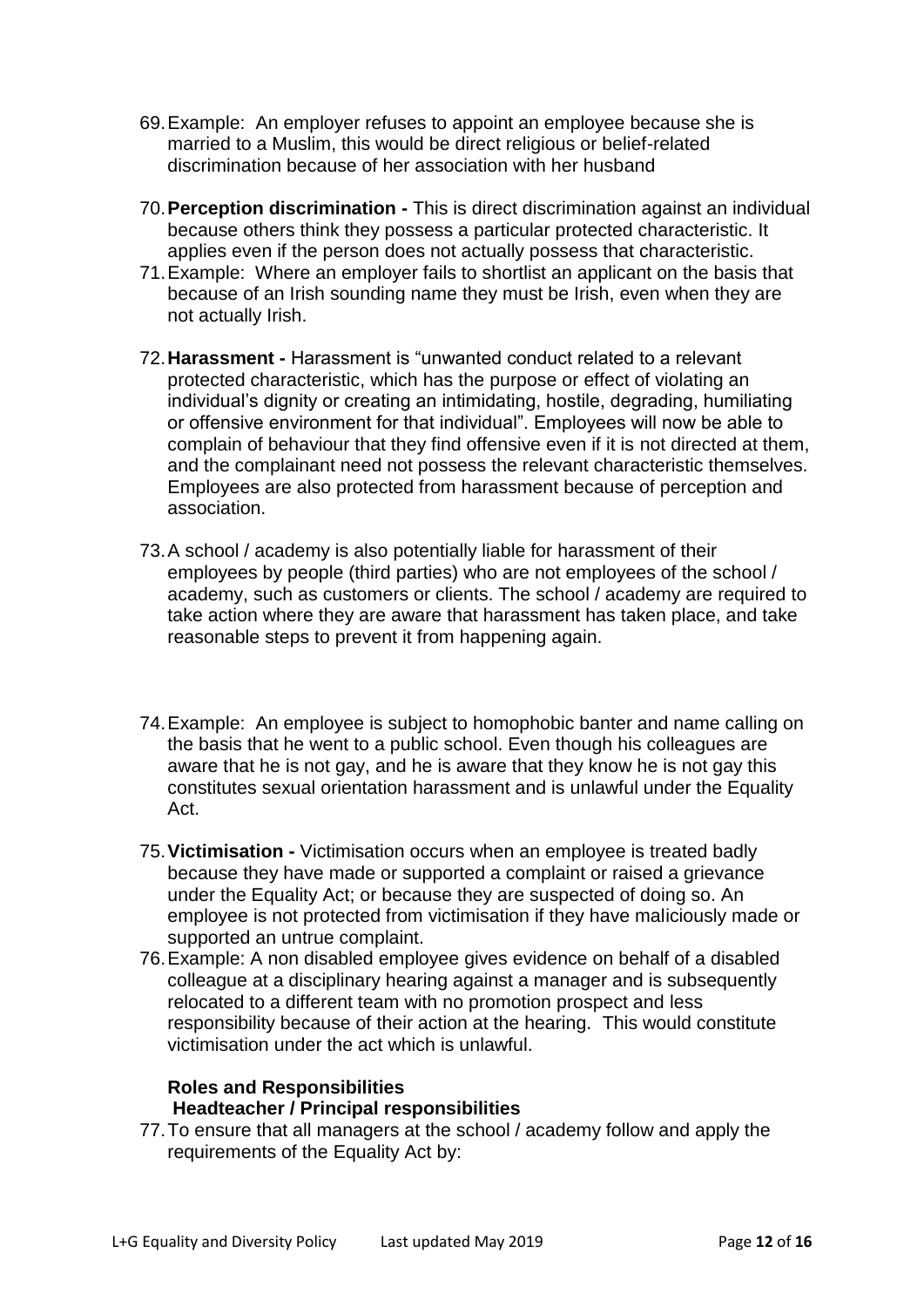69. Example: An employer refuses to appoint an employee because she is married to a Muslim, this would be direct religious or belief-related discrimination because of her association with her husband

70. **Perception discrimination -** This is direct discrimination against an individual because others think they possess a particular protected characteristic. It applies even if the person does not actually possess that characteristic.
71. Example: Where an employer fails to shortlist an applicant on the basis that because of an Irish sounding name they must be Irish, even when they are not actually Irish.

72. **Harassment -** Harassment is "unwanted conduct related to a relevant protected characteristic, which has the purpose or effect of violating an individual's dignity or creating an intimidating, hostile, degrading, humiliating or offensive environment for that individual". Employees will now be able to complain of behaviour that they find offensive even if it is not directed at them, and the complainant need not possess the relevant characteristic themselves. Employees are also protected from harassment because of perception and association.

73. A school / academy is also potentially liable for harassment of their employees by people (third parties) who are not employees of the school / academy, such as customers or clients. The school / academy are required to take action where they are aware that harassment has taken place, and take reasonable steps to prevent it from happening again.

74. Example: An employee is subject to homophobic banter and name calling on the basis that he went to a public school. Even though his colleagues are aware that he is not gay, and he is aware that they know he is not gay this constitutes sexual orientation harassment and is unlawful under the Equality Act.

75. **Victimisation -** Victimisation occurs when an employee is treated badly because they have made or supported a complaint or raised a grievance under the Equality Act; or because they are suspected of doing so. An employee is not protected from victimisation if they have maliciously made or supported an untrue complaint.
76. Example: A non disabled employee gives evidence on behalf of a disabled colleague at a disciplinary hearing against a manager and is subsequently relocated to a different team with no promotion prospect and less responsibility because of their action at the hearing. This would constitute victimisation under the act which is unlawful.

### Roles and Responsibilities

#### Headteacher / Principal responsibilities

77. To ensure that all managers at the school / academy follow and apply the requirements of the Equality Act by: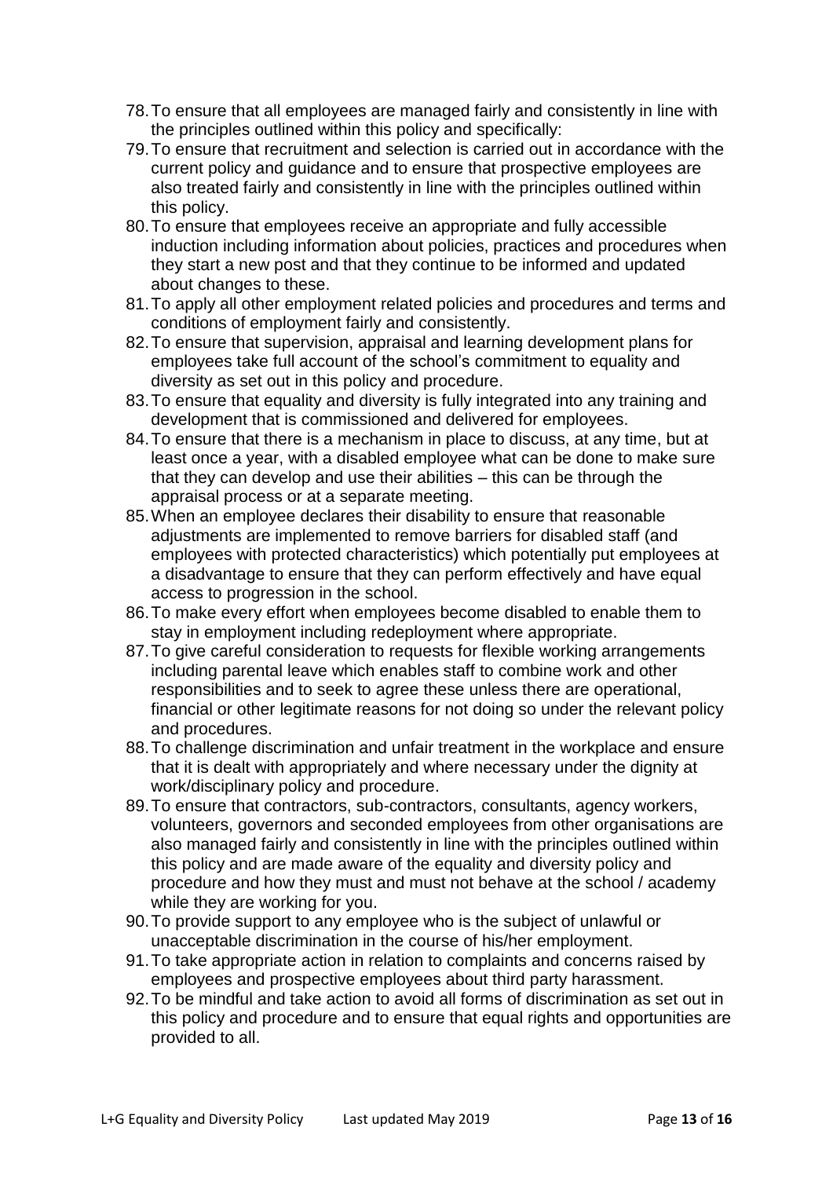78. To ensure that all employees are managed fairly and consistently in line with the principles outlined within this policy and specifically:
79. To ensure that recruitment and selection is carried out in accordance with the current policy and guidance and to ensure that prospective employees are also treated fairly and consistently in line with the principles outlined within this policy.
80. To ensure that employees receive an appropriate and fully accessible induction including information about policies, practices and procedures when they start a new post and that they continue to be informed and updated about changes to these.
81. To apply all other employment related policies and procedures and terms and conditions of employment fairly and consistently.
82. To ensure that supervision, appraisal and learning development plans for employees take full account of the school's commitment to equality and diversity as set out in this policy and procedure.
83. To ensure that equality and diversity is fully integrated into any training and development that is commissioned and delivered for employees.
84. To ensure that there is a mechanism in place to discuss, at any time, but at least once a year, with a disabled employee what can be done to make sure that they can develop and use their abilities – this can be through the appraisal process or at a separate meeting.
85. When an employee declares their disability to ensure that reasonable adjustments are implemented to remove barriers for disabled staff (and employees with protected characteristics) which potentially put employees at a disadvantage to ensure that they can perform effectively and have equal access to progression in the school.
86. To make every effort when employees become disabled to enable them to stay in employment including redeployment where appropriate.
87. To give careful consideration to requests for flexible working arrangements including parental leave which enables staff to combine work and other responsibilities and to seek to agree these unless there are operational, financial or other legitimate reasons for not doing so under the relevant policy and procedures.
88. To challenge discrimination and unfair treatment in the workplace and ensure that it is dealt with appropriately and where necessary under the dignity at work/disciplinary policy and procedure.
89. To ensure that contractors, sub-contractors, consultants, agency workers, volunteers, governors and seconded employees from other organisations are also managed fairly and consistently in line with the principles outlined within this policy and are made aware of the equality and diversity policy and procedure and how they must and must not behave at the school / academy while they are working for you.
90. To provide support to any employee who is the subject of unlawful or unacceptable discrimination in the course of his/her employment.
91. To take appropriate action in relation to complaints and concerns raised by employees and prospective employees about third party harassment.
92. To be mindful and take action to avoid all forms of discrimination as set out in this policy and procedure and to ensure that equal rights and opportunities are provided to all.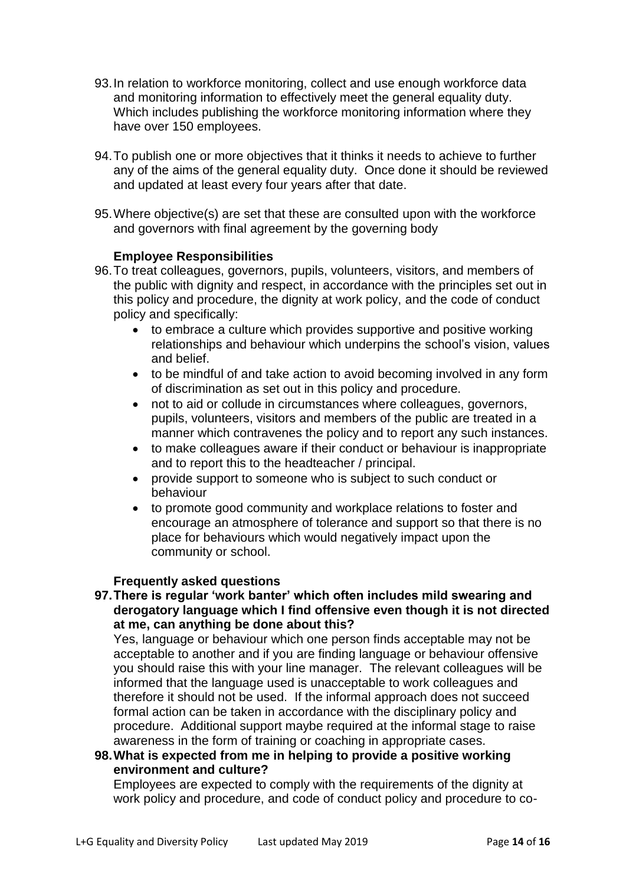93. In relation to workforce monitoring, collect and use enough workforce data and monitoring information to effectively meet the general equality duty. Which includes publishing the workforce monitoring information where they have over 150 employees.

94. To publish one or more objectives that it thinks it needs to achieve to further any of the aims of the general equality duty. Once done it should be reviewed and updated at least every four years after that date.

95. Where objective(s) are set that these are consulted upon with the workforce and governors with final agreement by the governing body

**Employee Responsibilities**

96. To treat colleagues, governors, pupils, volunteers, visitors, and members of the public with dignity and respect, in accordance with the principles set out in this policy and procedure, the dignity at work policy, and the code of conduct policy and specifically:
    - to embrace a culture which provides supportive and positive working relationships and behaviour which underpins the school's vision, values and belief.
    - to be mindful of and take action to avoid becoming involved in any form of discrimination as set out in this policy and procedure.
    - not to aid or collude in circumstances where colleagues, governors, pupils, volunteers, visitors and members of the public are treated in a manner which contravenes the policy and to report any such instances.
    - to make colleagues aware if their conduct or behaviour is inappropriate and to report this to the headteacher / principal.
    - provide support to someone who is subject to such conduct or behaviour
    - to promote good community and workplace relations to foster and encourage an atmosphere of tolerance and support so that there is no place for behaviours which would negatively impact upon the community or school.

**Frequently asked questions**

97. **There is regular 'work banter' which often includes mild swearing and derogatory language which I find offensive even though it is not directed at me, can anything be done about this?**

    Yes, language or behaviour which one person finds acceptable may not be acceptable to another and if you are finding language or behaviour offensive you should raise this with your line manager. The relevant colleagues will be informed that the language used is unacceptable to work colleagues and therefore it should not be used. If the informal approach does not succeed formal action can be taken in accordance with the disciplinary policy and procedure. Additional support maybe required at the informal stage to raise awareness in the form of training or coaching in appropriate cases.

98. **What is expected from me in helping to provide a positive working environment and culture?**

    Employees are expected to comply with the requirements of the dignity at work policy and procedure, and code of conduct policy and procedure to co-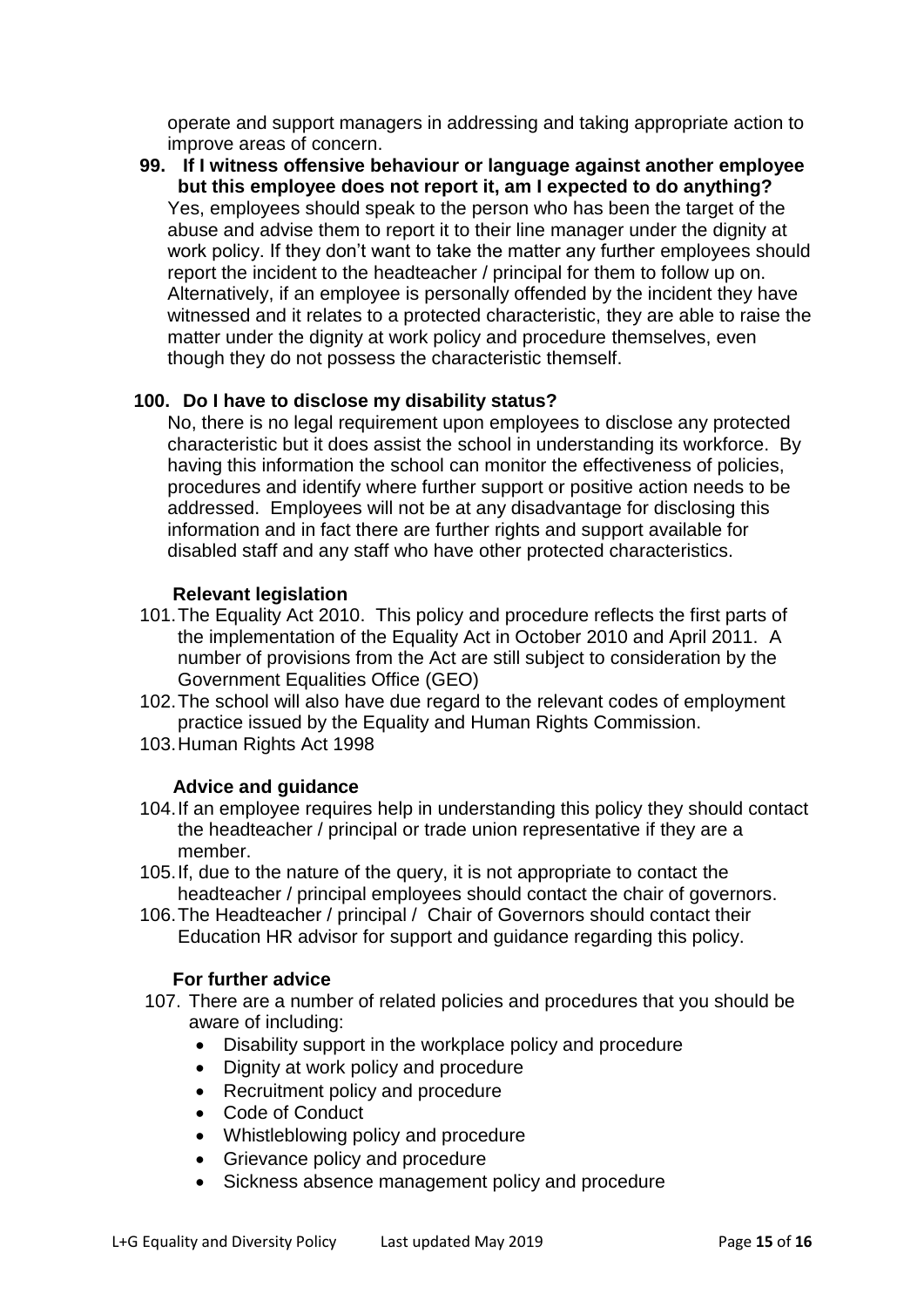operate and support managers in addressing and taking appropriate action to improve areas of concern.

**99. If I witness offensive behaviour or language against another employee but this employee does not report it, am I expected to do anything?**

Yes, employees should speak to the person who has been the target of the abuse and advise them to report it to their line manager under the dignity at work policy. If they don't want to take the matter any further employees should report the incident to the headteacher / principal for them to follow up on. Alternatively, if an employee is personally offended by the incident they have witnessed and it relates to a protected characteristic, they are able to raise the matter under the dignity at work policy and procedure themselves, even though they do not possess the characteristic themself.

**100. Do I have to disclose my disability status?**

No, there is no legal requirement upon employees to disclose any protected characteristic but it does assist the school in understanding its workforce. By having this information the school can monitor the effectiveness of policies, procedures and identify where further support or positive action needs to be addressed. Employees will not be at any disadvantage for disclosing this information and in fact there are further rights and support available for disabled staff and any staff who have other protected characteristics.

### Relevant legislation

101. The Equality Act 2010. This policy and procedure reflects the first parts of the implementation of the Equality Act in October 2010 and April 2011. A number of provisions from the Act are still subject to consideration by the Government Equalities Office (GEO)
102. The school will also have due regard to the relevant codes of employment practice issued by the Equality and Human Rights Commission.
103. Human Rights Act 1998

### Advice and guidance

104. If an employee requires help in understanding this policy they should contact the headteacher / principal or trade union representative if they are a member.
105. If, due to the nature of the query, it is not appropriate to contact the headteacher / principal employees should contact the chair of governors.
106. The Headteacher / principal / Chair of Governors should contact their Education HR advisor for support and guidance regarding this policy.

### For further advice

107. There are a number of related policies and procedures that you should be aware of including:
    - Disability support in the workplace policy and procedure
    - Dignity at work policy and procedure
    - Recruitment policy and procedure
    - Code of Conduct
    - Whistleblowing policy and procedure
    - Grievance policy and procedure
    - Sickness absence management policy and procedure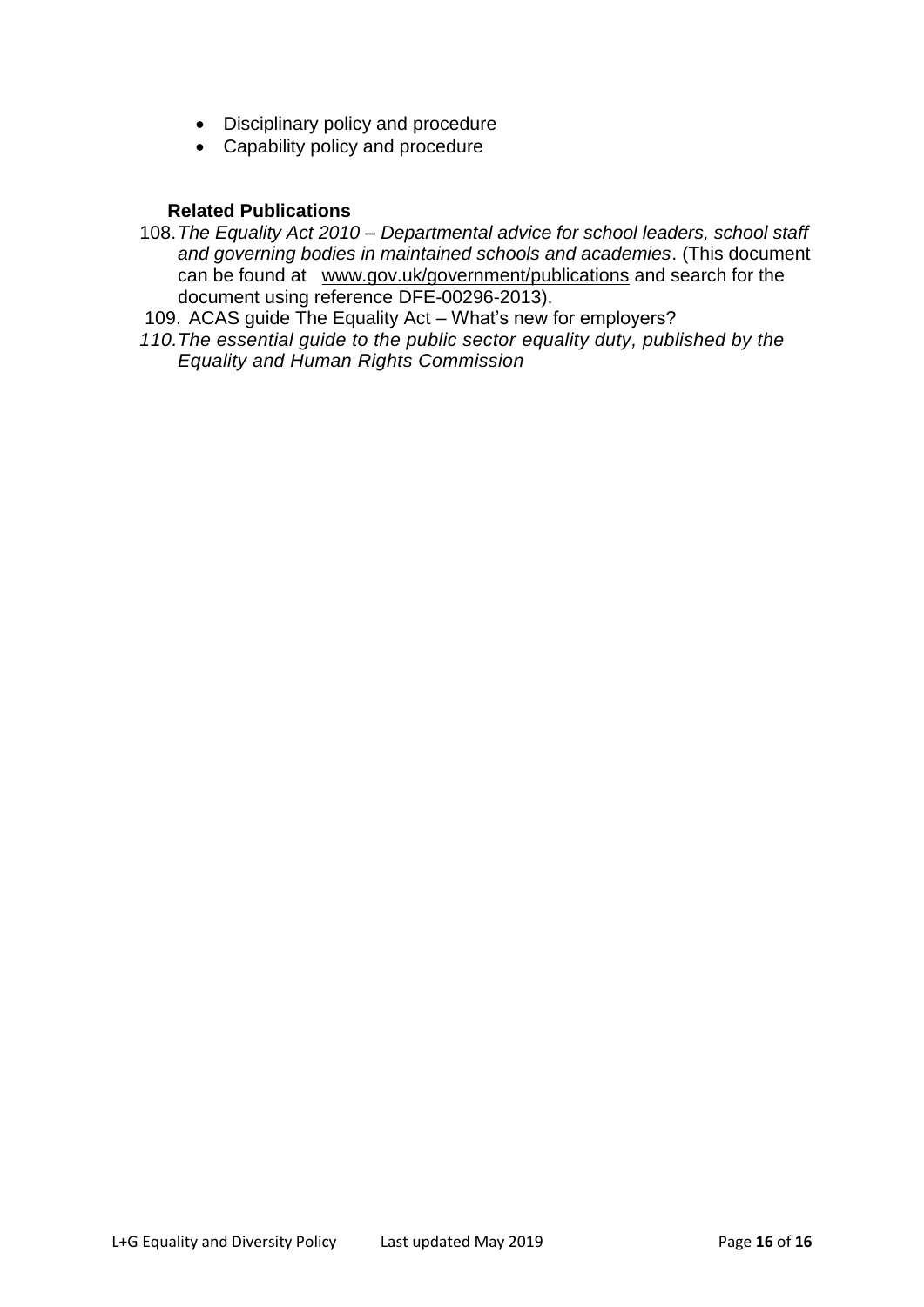- Disciplinary policy and procedure
- Capability policy and procedure

**Related Publications**

108. *The Equality Act 2010 – Departmental advice for school leaders, school staff and governing bodies in maintained schools and academies*. (This document can be found at www.gov.uk/government/publications and search for the document using reference DFE-00296-2013).

109. ACAS guide The Equality Act – What's new for employers?

110. *The essential guide to the public sector equality duty, published by the Equality and Human Rights Commission*